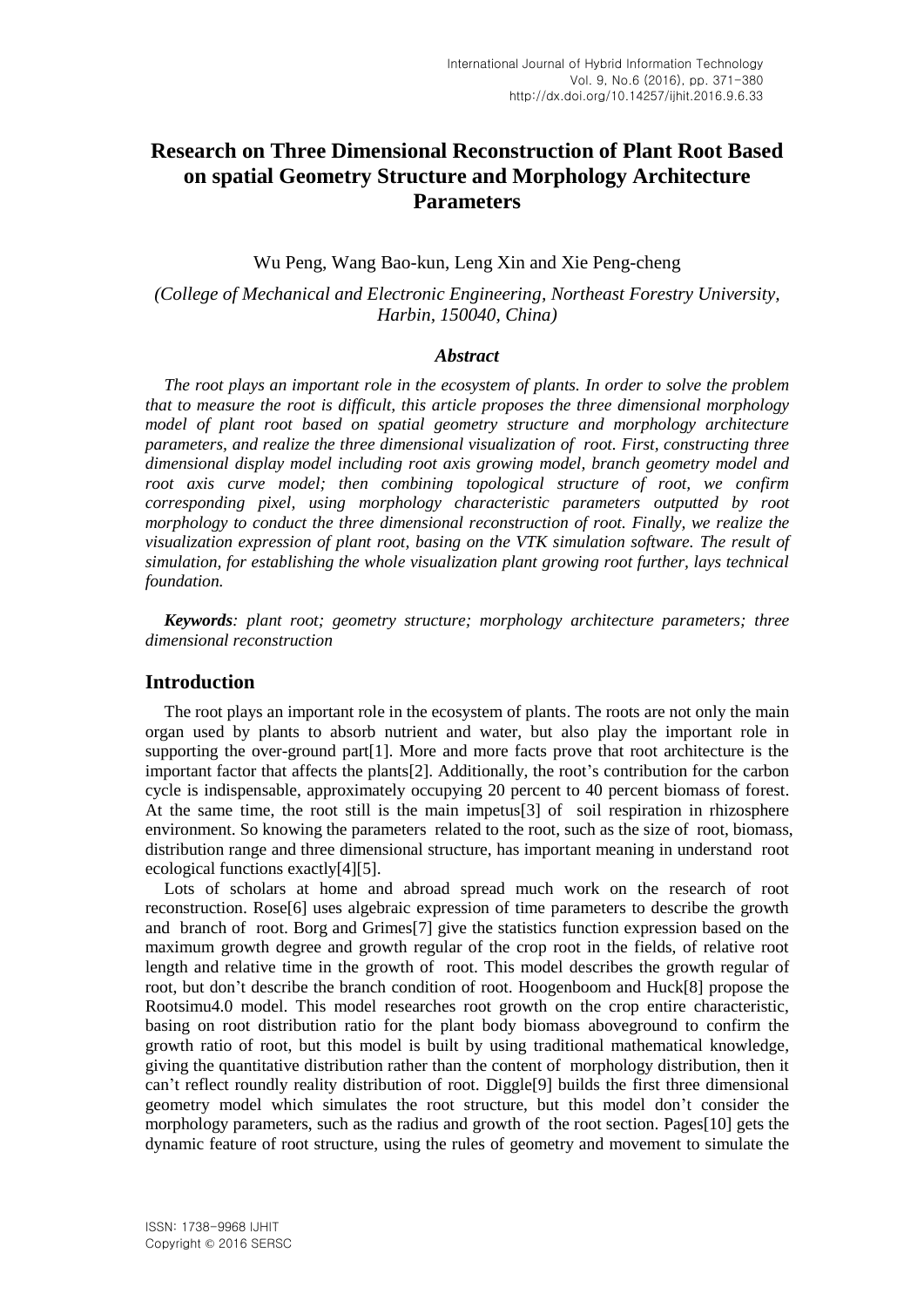# Research on Three Dimensional Reconstruction of Plant Root Based on spatial Geometry Structure and Morphology Architecture Parameters

Wu Peng, Wang Bao-kun, Leng Xin and Xie Peng-cheng

*(College of Mechanical and Electronic Engineering, Northeast Forestry University, Harbin, 150040, China)*

***Abstract***

*The root plays an important role in the ecosystem of plants. In order to solve the problem that to measure the root is difficult, this article proposes the three dimensional morphology model of plant root based on spatial geometry structure and morphology architecture parameters, and realize the three dimensional visualization of root. First, constructing three dimensional display model including root axis growing model, branch geometry model and root axis curve model; then combining topological structure of root, we confirm corresponding pixel, using morphology characteristic parameters outputted by root morphology to conduct the three dimensional reconstruction of root. Finally, we realize the visualization expression of plant root, basing on the VTK simulation software. The result of simulation, for establishing the whole visualization plant growing root further, lays technical foundation.*

***Keywords**: plant root; geometry structure; morphology architecture parameters; three dimensional reconstruction*

## Introduction

The root plays an important role in the ecosystem of plants. The roots are not only the main organ used by plants to absorb nutrient and water, but also play the important role in supporting the over-ground part[1]. More and more facts prove that root architecture is the important factor that affects the plants[2]. Additionally, the root's contribution for the carbon cycle is indispensable, approximately occupying 20 percent to 40 percent biomass of forest. At the same time, the root still is the main impetus[3] of soil respiration in rhizosphere environment. So knowing the parameters related to the root, such as the size of root, biomass, distribution range and three dimensional structure, has important meaning in understand root ecological functions exactly[4][5].

Lots of scholars at home and abroad spread much work on the research of root reconstruction. Rose[6] uses algebraic expression of time parameters to describe the growth and branch of root. Borg and Grimes[7] give the statistics function expression based on the maximum growth degree and growth regular of the crop root in the fields, of relative root length and relative time in the growth of root. This model describes the growth regular of root, but don't describe the branch condition of root. Hoogenboom and Huck[8] propose the Rootsimu4.0 model. This model researches root growth on the crop entire characteristic, basing on root distribution ratio for the plant body biomass aboveground to confirm the growth ratio of root, but this model is built by using traditional mathematical knowledge, giving the quantitative distribution rather than the content of morphology distribution, then it can't reflect roundly reality distribution of root. Diggle[9] builds the first three dimensional geometry model which simulates the root structure, but this model don't consider the morphology parameters, such as the radius and growth of the root section. Pages[10] gets the dynamic feature of root structure, using the rules of geometry and movement to simulate the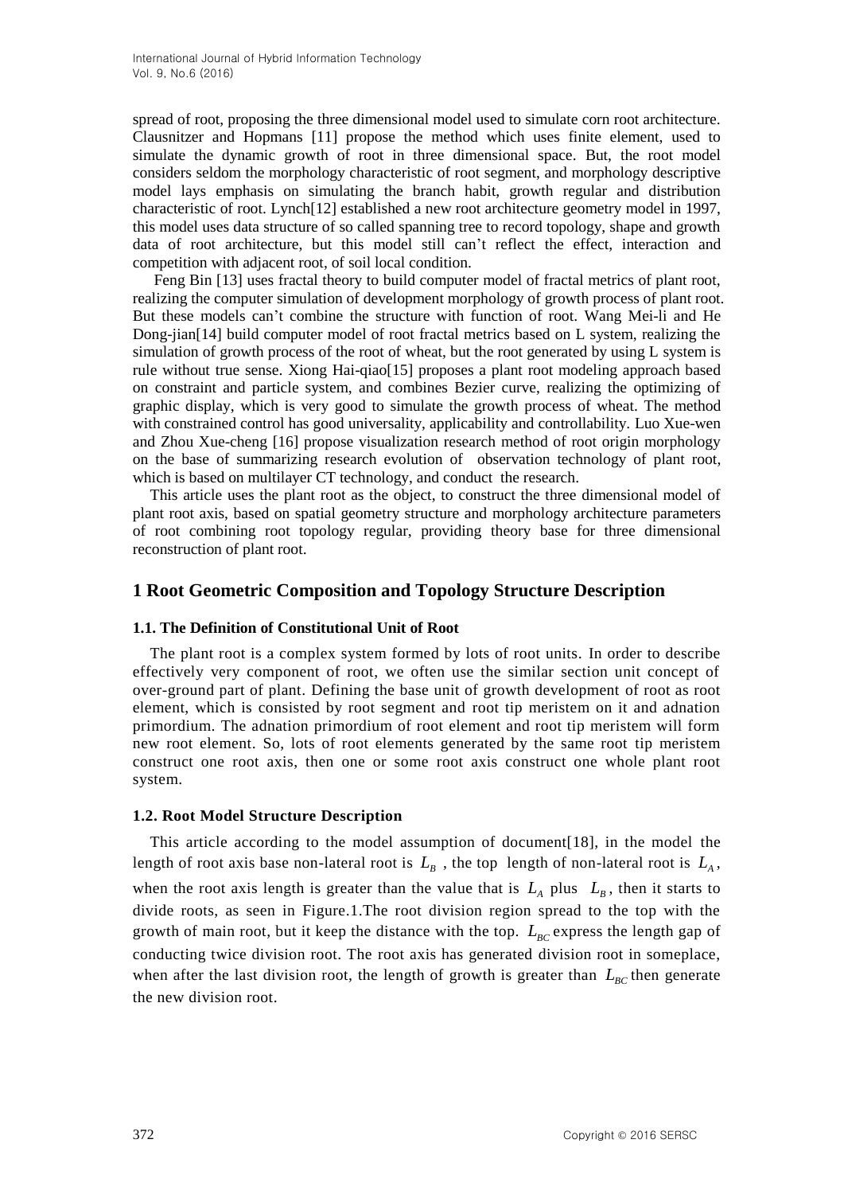spread of root, proposing the three dimensional model used to simulate corn root architecture. Clausnitzer and Hopmans [11] propose the method which uses finite element, used to simulate the dynamic growth of root in three dimensional space. But, the root model considers seldom the morphology characteristic of root segment, and morphology descriptive model lays emphasis on simulating the branch habit, growth regular and distribution characteristic of root. Lynch[12] established a new root architecture geometry model in 1997, this model uses data structure of so called spanning tree to record topology, shape and growth data of root architecture, but this model still can't reflect the effect, interaction and competition with adjacent root, of soil local condition.

Feng Bin [13] uses fractal theory to build computer model of fractal metrics of plant root, realizing the computer simulation of development morphology of growth process of plant root. But these models can't combine the structure with function of root. Wang Mei-li and He Dong-jian[14] build computer model of root fractal metrics based on L system, realizing the simulation of growth process of the root of wheat, but the root generated by using L system is rule without true sense. Xiong Hai-qiao[15] proposes a plant root modeling approach based on constraint and particle system, and combines Bezier curve, realizing the optimizing of graphic display, which is very good to simulate the growth process of wheat. The method with constrained control has good universality, applicability and controllability. Luo Xue-wen and Zhou Xue-cheng [16] propose visualization research method of root origin morphology on the base of summarizing research evolution of observation technology of plant root, which is based on multilayer CT technology, and conduct the research.

This article uses the plant root as the object, to construct the three dimensional model of plant root axis, based on spatial geometry structure and morphology architecture parameters of root combining root topology regular, providing theory base for three dimensional reconstruction of plant root.

## 1 Root Geometric Composition and Topology Structure Description

### 1.1. The Definition of Constitutional Unit of Root

The plant root is a complex system formed by lots of root units. In order to describe effectively very component of root, we often use the similar section unit concept of over-ground part of plant. Defining the base unit of growth development of root as root element, which is consisted by root segment and root tip meristem on it and adnation primordium. The adnation primordium of root element and root tip meristem will form new root element. So, lots of root elements generated by the same root tip meristem construct one root axis, then one or some root axis construct one whole plant root system.

### 1.2. Root Model Structure Description

This article according to the model assumption of document[18], in the model the length of root axis base non-lateral root is $L_B$, the top length of non-lateral root is $L_A$, when the root axis length is greater than the value that is $L_A$ plus $L_B$, then it starts to divide roots, as seen in Figure.1.The root division region spread to the top with the growth of main root, but it keep the distance with the top. $L_{BC}$ express the length gap of conducting twice division root. The root axis has generated division root in someplace, when after the last division root, the length of growth is greater than $L_{BC}$ then generate the new division root.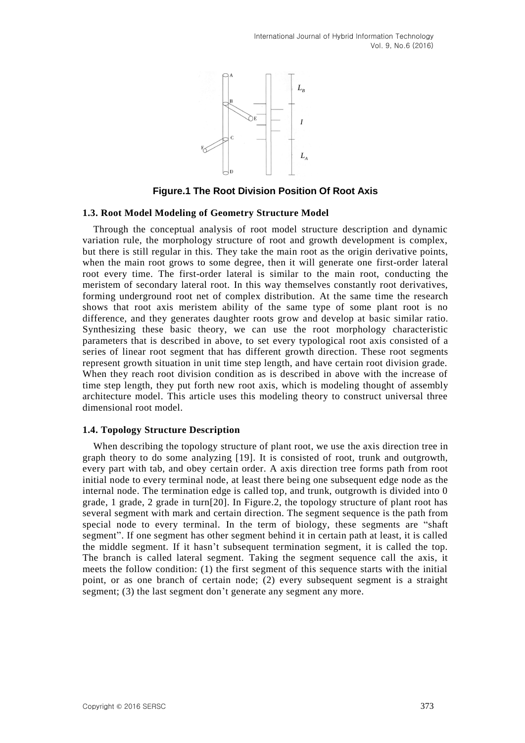**Figure.1 The Root Division Position Of Root Axis**

### 1.3. Root Model Modeling of Geometry Structure Model

Through the conceptual analysis of root model structure description and dynamic variation rule, the morphology structure of root and growth development is complex, but there is still regular in this. They take the main root as the origin derivative points, when the main root grows to some degree, then it will generate one first-order lateral root every time. The first-order lateral is similar to the main root, conducting the meristem of secondary lateral root. In this way themselves constantly root derivatives, forming underground root net of complex distribution. At the same time the research shows that root axis meristem ability of the same type of some plant root is no difference, and they generates daughter roots grow and develop at basic similar ratio. Synthesizing these basic theory, we can use the root morphology characteristic parameters that is described in above, to set every typological root axis consisted of a series of linear root segment that has different growth direction. These root segments represent growth situation in unit time step length, and have certain root division grade. When they reach root division condition as is described in above with the increase of time step length, they put forth new root axis, which is modeling thought of assembly architecture model. This article uses this modeling theory to construct universal three dimensional root model.

### 1.4. Topology Structure Description

When describing the topology structure of plant root, we use the axis direction tree in graph theory to do some analyzing [19]. It is consisted of root, trunk and outgrowth, every part with tab, and obey certain order. A axis direction tree forms path from root initial node to every terminal node, at least there being one subsequent edge node as the internal node. The termination edge is called top, and trunk, outgrowth is divided into 0 grade, 1 grade, 2 grade in turn[20]. In Figure.2, the topology structure of plant root has several segment with mark and certain direction. The segment sequence is the path from special node to every terminal. In the term of biology, these segments are "shaft segment". If one segment has other segment behind it in certain path at least, it is called the middle segment. If it hasn't subsequent termination segment, it is called the top. The branch is called lateral segment. Taking the segment sequence call the axis, it meets the follow condition: (1) the first segment of this sequence starts with the initial point, or as one branch of certain node; (2) every subsequent segment is a straight segment; (3) the last segment don't generate any segment any more.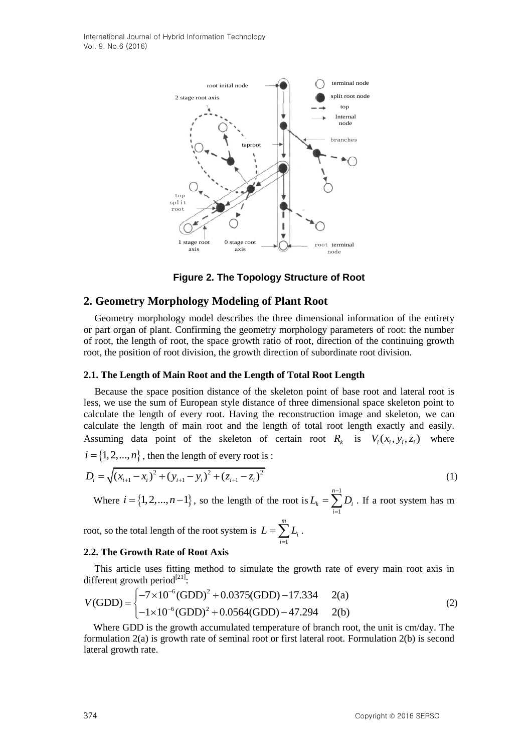**Figure 2. The Topology Structure of Root**

## 2. Geometry Morphology Modeling of Plant Root

Geometry morphology model describes the three dimensional information of the entirety or part organ of plant. Confirming the geometry morphology parameters of root: the number of root, the length of root, the space growth ratio of root, direction of the continuing growth root, the position of root division, the growth direction of subordinate root division.

### 2.1. The Length of Main Root and the Length of Total Root Length

Because the space position distance of the skeleton point of base root and lateral root is less, we use the sum of European style distance of three dimensional space skeleton point to calculate the length of every root. Having the reconstruction image and skeleton, we can calculate the length of main root and the length of total root length exactly and easily. Assuming data point of the skeleton of certain root $R_k$ is $V_i(x_i, y_i, z_i)$ where $i = \{1, 2, ..., n\}$, then the length of every root is :

$$D_i = \sqrt{(x_{i+1} - x_i)^2 + (y_{i+1} - y_i)^2 + (z_{i+1} - z_i)^2} \tag{1}$$

Where $i = \{1, 2, ..., n-1\}$, so the length of the root is $L_k = \sum_{i=1}^{n-1} D_i$. If a root system has m root, so the total length of the root system is $L = \sum_{i=1}^{m} L_i$.

### 2.2. The Growth Rate of Root Axis

This article uses fitting method to simulate the growth rate of every main root axis in different growth period[21]:

$$V(\text{GDD}) = \begin{cases} -7\times10^{-6}(\text{GDD})^2 + 0.0375(\text{GDD}) - 17.334 & 2(a) \\ -1\times10^{-6}(\text{GDD})^2 + 0.0564(\text{GDD}) - 47.294 & 2(b) \end{cases} \tag{2}$$

Where GDD is the growth accumulated temperature of branch root, the unit is cm/day. The formulation 2(a) is growth rate of seminal root or first lateral root. Formulation 2(b) is second lateral growth rate.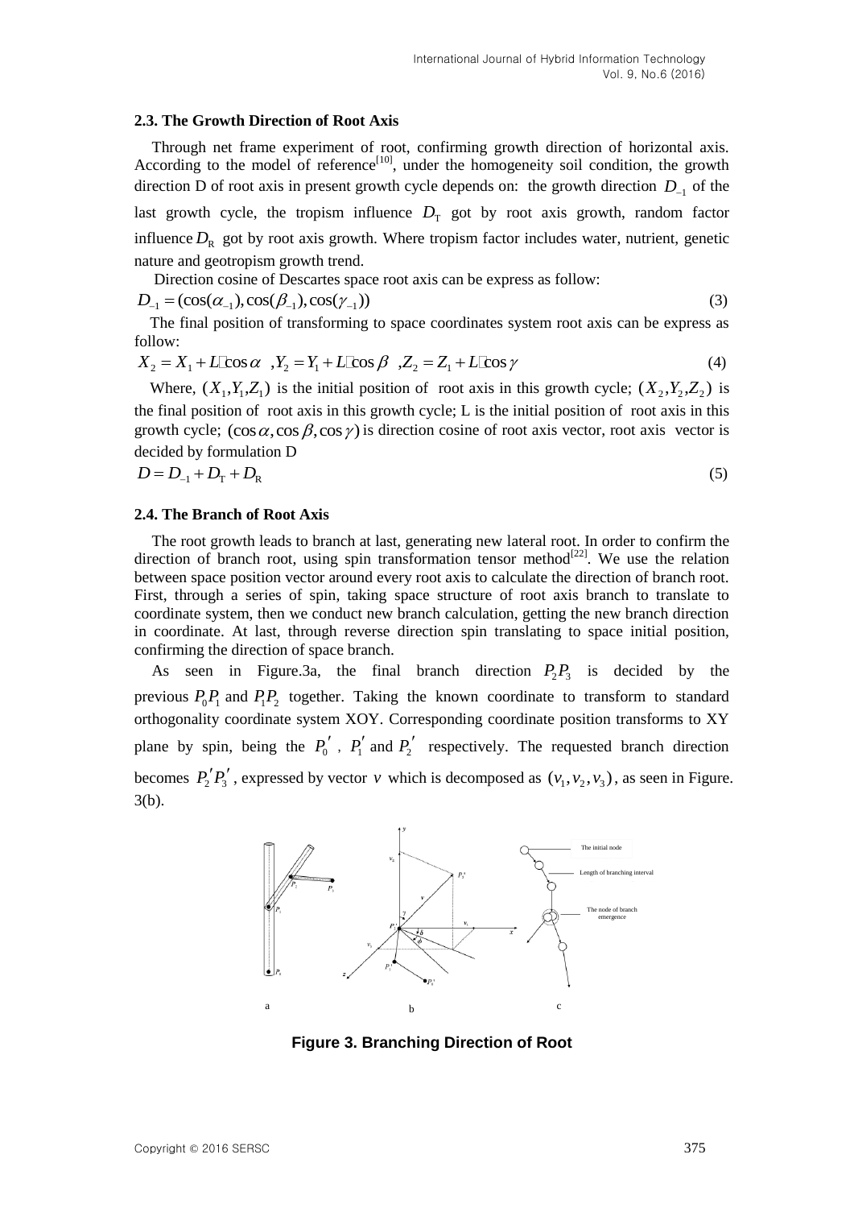### 2.3. The Growth Direction of Root Axis

Through net frame experiment of root, confirming growth direction of horizontal axis. According to the model of reference[10], under the homogeneity soil condition, the growth direction D of root axis in present growth cycle depends on: the growth direction $D_{-1}$ of the last growth cycle, the tropism influence $D_{\mathrm{T}}$ got by root axis growth, random factor influence $D_{\mathrm{R}}$ got by root axis growth. Where tropism factor includes water, nutrient, genetic nature and geotropism growth trend.

Direction cosine of Descartes space root axis can be express as follow:

$$D_{-1} = (\cos(\alpha_{-1}), \cos(\beta_{-1}), \cos(\gamma_{-1})) \tag{3}$$

The final position of transforming to space coordinates system root axis can be express as follow:

$$X_2 = X_1 + L\cdot\cos\alpha \quad ,Y_2 = Y_1 + L\cdot\cos\beta \quad ,Z_2 = Z_1 + L\cdot\cos\gamma \tag{4}$$

Where, $(X_1, Y_1, Z_1)$ is the initial position of root axis in this growth cycle; $(X_2, Y_2, Z_2)$ is the final position of root axis in this growth cycle; L is the initial position of root axis in this growth cycle; $(\cos\alpha, \cos\beta, \cos\gamma)$ is direction cosine of root axis vector, root axis vector is decided by formulation D

$$D = D_{-1} + D_{\mathrm{T}} + D_{\mathrm{R}} \tag{5}$$

### 2.4. The Branch of Root Axis

The root growth leads to branch at last, generating new lateral root. In order to confirm the direction of branch root, using spin transformation tensor method[22]. We use the relation between space position vector around every root axis to calculate the direction of branch root. First, through a series of spin, taking space structure of root axis branch to translate to coordinate system, then we conduct new branch calculation, getting the new branch direction in coordinate. At last, through reverse direction spin translating to space initial position, confirming the direction of space branch.

As seen in Figure.3a, the final branch direction $P_2P_3$ is decided by the previous $P_0P_1$ and $P_1P_2$ together. Taking the known coordinate to transform to standard orthogonality coordinate system XOY. Corresponding coordinate position transforms to XY plane by spin, being the $P_0'$, $P_1'$ and $P_2'$ respectively. The requested branch direction becomes $P_2'P_3'$, expressed by vector $v$ which is decomposed as $(v_1, v_2, v_3)$, as seen in Figure. 3(b).

**Figure 3. Branching Direction of Root**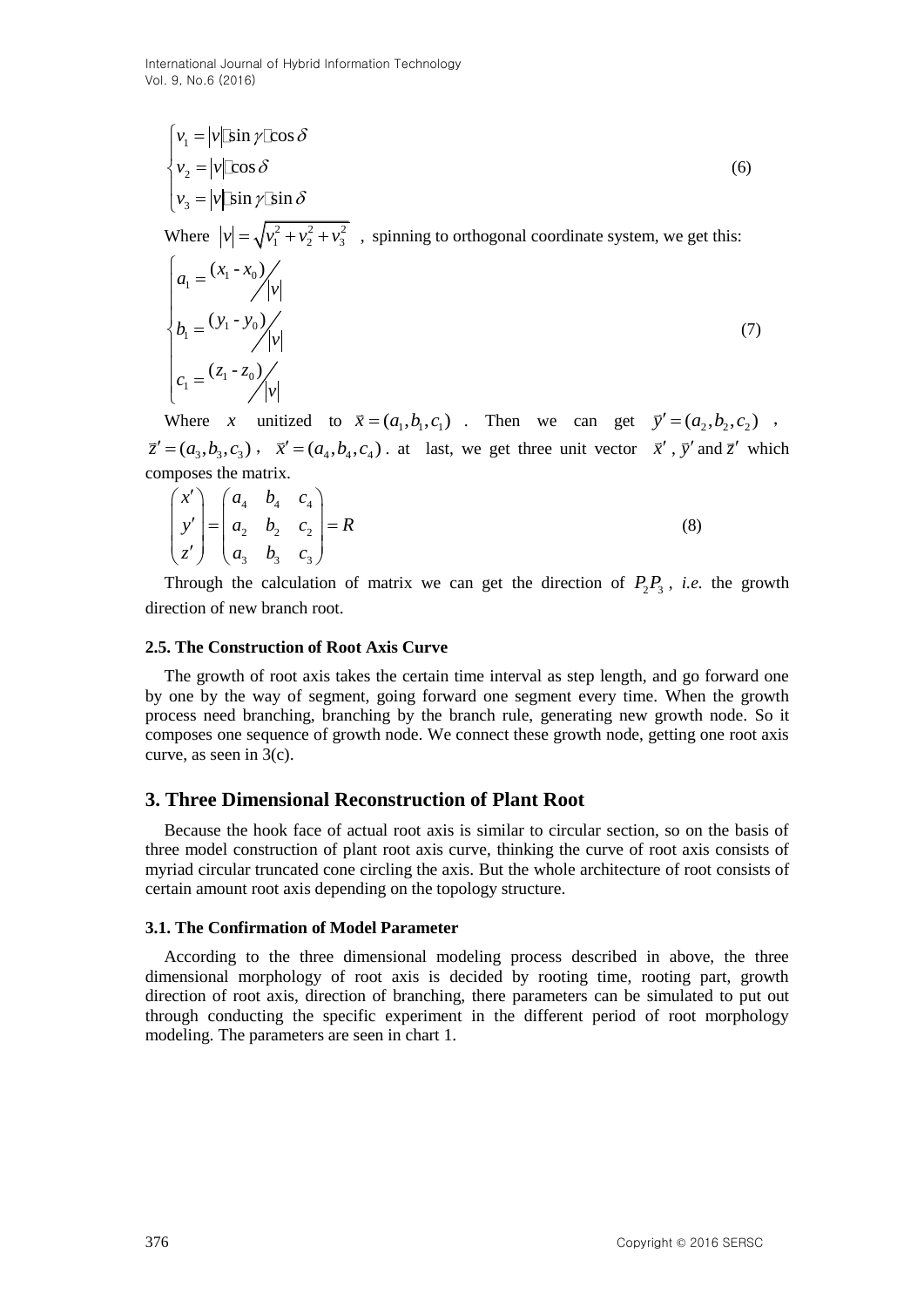$$\begin{cases} v_1 = |v| \cdot \sin\gamma \cdot \cos\delta \\ v_2 = |v| \cdot \cos\delta \\ v_3 = |v| \cdot \sin\gamma \cdot \sin\delta \end{cases} \tag{6}$$

Where $|v| = \sqrt{v_1^2 + v_2^2 + v_3^2}$ , spinning to orthogonal coordinate system, we get this:

$$\begin{cases} a_1 = (x_1 - x_0) / |v| \\ b_1 = (y_1 - y_0) / |v| \\ c_1 = (z_1 - z_0) / |v| \end{cases} \tag{7}$$

Where $x$ unitized to $\vec{x} = (a_1, b_1, c_1)$ . Then we can get $\vec{y}' = (a_2, b_2, c_2)$ , $\vec{z}' = (a_3, b_3, c_3)$ , $\vec{x}' = (a_4, b_4, c_4)$ . at last, we get three unit vector $\vec{x}'$ , $\vec{y}'$ and $\vec{z}'$ which composes the matrix.

$$\begin{pmatrix} x' \\ y' \\ z' \end{pmatrix} = \begin{pmatrix} a_4 & b_4 & c_4 \\ a_2 & b_2 & c_2 \\ a_3 & b_3 & c_3 \end{pmatrix} = R \tag{8}$$

Through the calculation of matrix we can get the direction of $P_2P_3$ , *i.e.* the growth direction of new branch root.

### 2.5. The Construction of Root Axis Curve

The growth of root axis takes the certain time interval as step length, and go forward one by one by the way of segment, going forward one segment every time. When the growth process need branching, branching by the branch rule, generating new growth node. So it composes one sequence of growth node. We connect these growth node, getting one root axis curve, as seen in 3(c).

## 3. Three Dimensional Reconstruction of Plant Root

Because the hook face of actual root axis is similar to circular section, so on the basis of three model construction of plant root axis curve, thinking the curve of root axis consists of myriad circular truncated cone circling the axis. But the whole architecture of root consists of certain amount root axis depending on the topology structure.

### 3.1. The Confirmation of Model Parameter

According to the three dimensional modeling process described in above, the three dimensional morphology of root axis is decided by rooting time, rooting part, growth direction of root axis, direction of branching, there parameters can be simulated to put out through conducting the specific experiment in the different period of root morphology modeling. The parameters are seen in chart 1.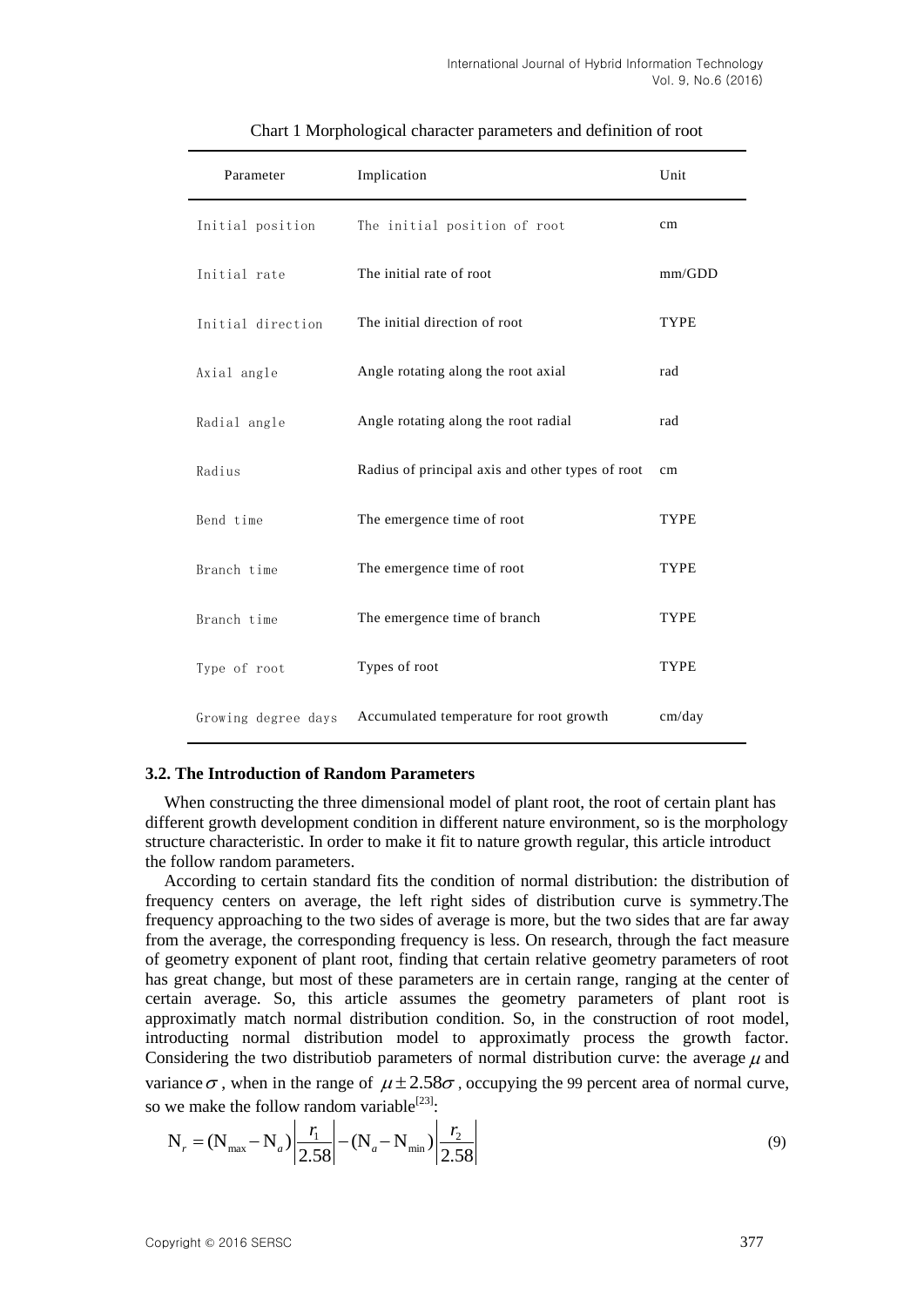Chart 1 Morphological character parameters and definition of root

| Parameter | Implication | Unit |
|---|---|---|
| Initial position | The initial position of root | cm |
| Initial rate | The initial rate of root | mm/GDD |
| Initial direction | The initial direction of root | TYPE |
| Axial angle | Angle rotating along the root axial | rad |
| Radial angle | Angle rotating along the root radial | rad |
| Radius | Radius of principal axis and other types of root | cm |
| Bend time | The emergence time of root | TYPE |
| Branch time | The emergence time of root | TYPE |
| Branch time | The emergence time of branch | TYPE |
| Type of root | Types of root | TYPE |
| Growing degree days | Accumulated temperature for root growth | cm/day |

### 3.2. The Introduction of Random Parameters

When constructing the three dimensional model of plant root, the root of certain plant has different growth development condition in different nature environment, so is the morphology structure characteristic. In order to make it fit to nature growth regular, this article introduct the follow random parameters.

According to certain standard fits the condition of normal distribution: the distribution of frequency centers on average, the left right sides of distribution curve is symmetry.The frequency approaching to the two sides of average is more, but the two sides that are far away from the average, the corresponding frequency is less. On research, through the fact measure of geometry exponent of plant root, finding that certain relative geometry parameters of root has great change, but most of these parameters are in certain range, ranging at the center of certain average. So, this article assumes the geometry parameters of plant root is approximatly match normal distribution condition. So, in the construction of root model, introducting normal distribution model to approximatly process the growth factor. Considering the two distributiob parameters of normal distribution curve: the average $\mu$ and variance $\sigma$, when in the range of $\mu \pm 2.58\sigma$, occupying the 99 percent area of normal curve, so we make the follow random variable[23]:

$$N_r = (N_{max} - N_a)\left|\frac{r_1}{2.58}\right| - (N_a - N_{min})\left|\frac{r_2}{2.58}\right| \tag{9}$$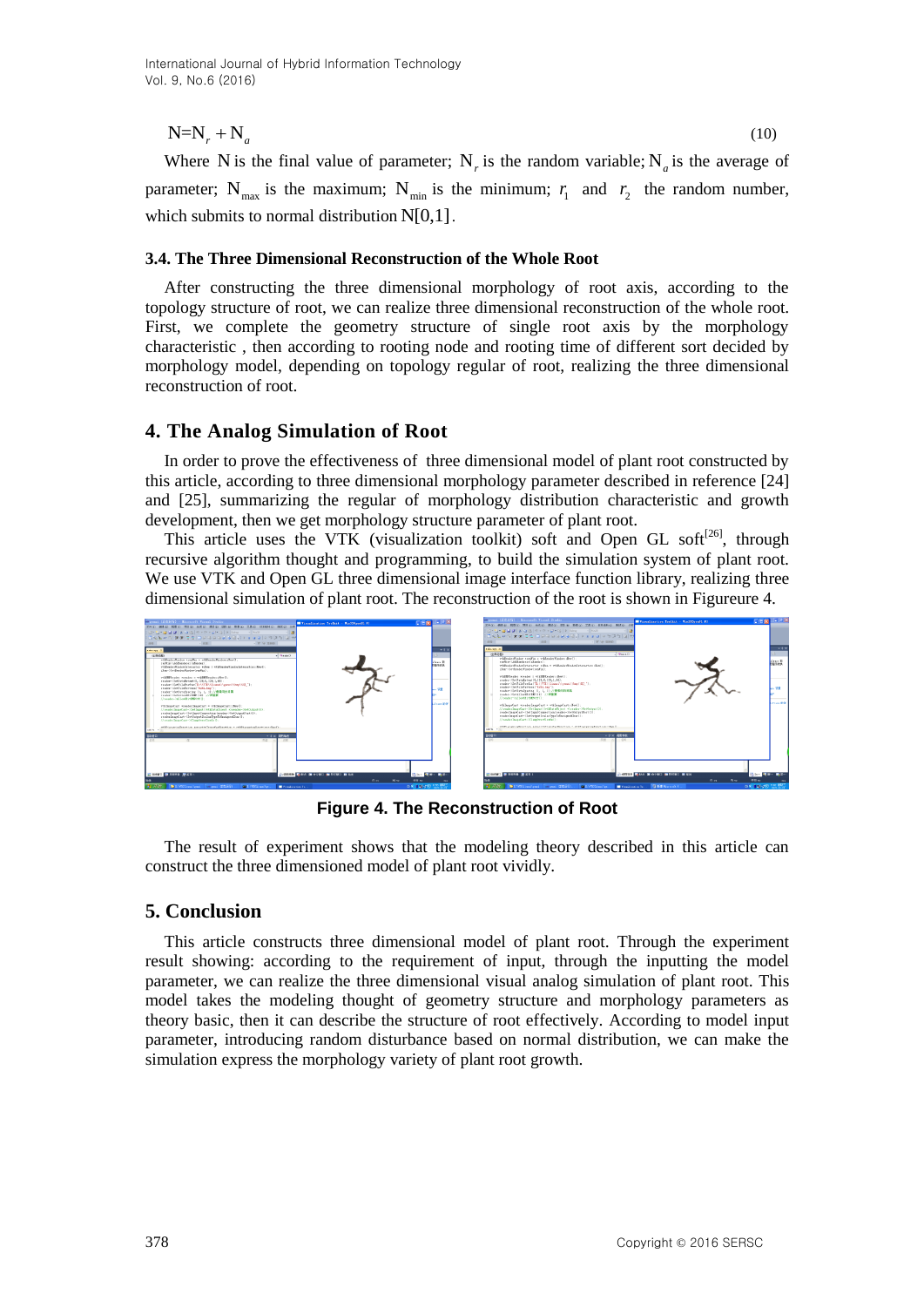$$N = N_r + N_a \tag{10}$$

Where $N$ is the final value of parameter; $N_r$ is the random variable; $N_a$ is the average of parameter; $N_{max}$ is the maximum; $N_{min}$ is the minimum; $r_1$ and $r_2$ the random number, which submits to normal distribution $N[0,1]$.

### 3.4. The Three Dimensional Reconstruction of the Whole Root

After constructing the three dimensional morphology of root axis, according to the topology structure of root, we can realize three dimensional reconstruction of the whole root. First, we complete the geometry structure of single root axis by the morphology characteristic , then according to rooting node and rooting time of different sort decided by morphology model, depending on topology regular of root, realizing the three dimensional reconstruction of root.

## 4. The Analog Simulation of Root

In order to prove the effectiveness of three dimensional model of plant root constructed by this article, according to three dimensional morphology parameter described in reference [24] and [25], summarizing the regular of morphology distribution characteristic and growth development, then we get morphology structure parameter of plant root.

This article uses the VTK (visualization toolkit) soft and Open GL soft[26], through recursive algorithm thought and programming, to build the simulation system of plant root. We use VTK and Open GL three dimensional image interface function library, realizing three dimensional simulation of plant root. The reconstruction of the root is shown in Figureure 4.

**Figure 4. The Reconstruction of Root**

The result of experiment shows that the modeling theory described in this article can construct the three dimensioned model of plant root vividly.

## 5. Conclusion

This article constructs three dimensional model of plant root. Through the experiment result showing: according to the requirement of input, through the inputting the model parameter, we can realize the three dimensional visual analog simulation of plant root. This model takes the modeling thought of geometry structure and morphology parameters as theory basic, then it can describe the structure of root effectively. According to model input parameter, introducing random disturbance based on normal distribution, we can make the simulation express the morphology variety of plant root growth.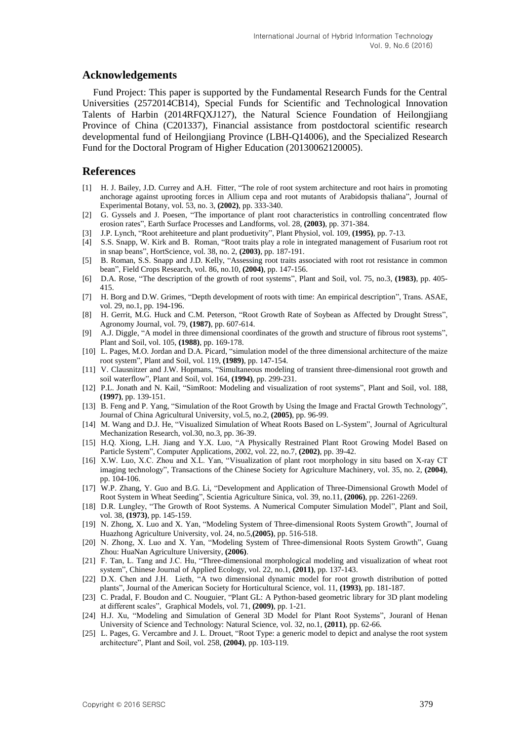## Acknowledgements

Fund Project: This paper is supported by the Fundamental Research Funds for the Central Universities (2572014CB14), Special Funds for Scientific and Technological Innovation Talents of Harbin (2014RFQXJ127), the Natural Science Foundation of Heilongjiang Province of China (C201337), Financial assistance from postdoctoral scientific research developmental fund of Heilongjiang Province (LBH-Q14006), and the Specialized Research Fund for the Doctoral Program of Higher Education (20130062120005).

## References

[1] H. J. Bailey, J.D. Currey and A.H. Fitter, "The role of root system architecture and root hairs in promoting anchorage against uprooting forces in Allium cepa and root mutants of Arabidopsis thaliana", Journal of Experimental Botany, vol. 53, no. 3, **(2002)**, pp. 333-340.

[2] G. Gyssels and J. Poesen, "The importance of plant root characteristics in controlling concentrated flow erosion rates", Earth Surface Processes and Landforms, vol. 28, **(2003)**, pp. 371-384.

[3] J.P. Lynch, "Root arehiteeture and plant produetivity", Plant Physiol, vol. 109, **(1995)**, pp. 7-13.

[4] S.S. Snapp, W. Kirk and B. Roman, "Root traits play a role in integrated management of Fusarium root rot in snap beans", HortScience, vol. 38, no. 2, **(2003)**, pp. 187-191.

[5] B. Roman, S.S. Snapp and J.D. Kelly, "Assessing root traits associated with root rot resistance in common bean", Field Crops Research, vol. 86, no.10, **(2004)**, pp. 147-156.

[6] D.A. Rose, "The description of the growth of root systems", Plant and Soil, vol. 75, no.3, **(1983)**, pp. 405-415.

[7] H. Borg and D.W. Grimes, "Depth development of roots with time: An empirical description", Trans. ASAE, vol. 29, no.1, pp. 194-196.

[8] H. Gerrit, M.G. Huck and C.M. Peterson, "Root Growth Rate of Soybean as Affected by Drought Stress", Agronomy Journal, vol. 79, **(1987)**, pp. 607-614.

[9] A.J. Diggle, "A model in three dimensional coordinates of the growth and structure of fibrous root systems", Plant and Soil, vol. 105, **(1988)**, pp. 169-178.

[10] L. Pages, M.O. Jordan and D.A. Picard, "simulation model of the three dimensional architecture of the maize root system", Plant and Soil, vol. 119, **(1989)**, pp. 147-154.

[11] V. Clausnitzer and J.W. Hopmans, "Simultaneous modeling of transient three-dimensional root growth and soil waterflow", Plant and Soil, vol. 164, **(1994)**, pp. 299-231.

[12] P.L. Jonath and N. Kail, "SimRoot: Modeling and visualization of root systems", Plant and Soil, vol. 188, **(1997)**, pp. 139-151.

[13] B. Feng and P. Yang, "Simulation of the Root Growth by Using the Image and Fractal Growth Technology", Journal of China Agricultural University, vol.5, no.2, **(2005)**, pp. 96-99.

[14] M. Wang and D.J. He, "Visualized Simulation of Wheat Roots Based on L-System", Journal of Agricultural Mechanization Research, vol.30, no.3, pp. 36-39.

[15] H.Q. Xiong, L.H. Jiang and Y.X. Luo, "A Physically Restrained Plant Root Growing Model Based on Particle System", Computer Applications, 2002, vol. 22, no.7, **(2002)**, pp. 39-42.

[16] X.W. Luo, X.C. Zhou and X.L. Yan, "Visualization of plant root morphology in situ based on X-ray CT imaging technology", Transactions of the Chinese Society for Agriculture Machinery, vol. 35, no. 2, **(2004)**, pp. 104-106.

[17] W.P. Zhang, Y. Guo and B.G. Li, "Development and Application of Three-Dimensional Growth Model of Root System in Wheat Seeding", Scientia Agriculture Sinica, vol. 39, no.11, **(2006)**, pp. 2261-2269.

[18] D.R. Lungley, "The Growth of Root Systems. A Numerical Computer Simulation Model", Plant and Soil, vol. 38, **(1973)**, pp. 145-159.

[19] N. Zhong, X. Luo and X. Yan, "Modeling System of Three-dimensional Roots System Growth", Journal of Huazhong Agriculture University, vol. 24, no.5,**(2005)**, pp. 516-518.

[20] N. Zhong, X. Luo and X. Yan, "Modeling System of Three-dimensional Roots System Growth", Guang Zhou: HuaNan Agriculture University, **(2006)**.

[21] F. Tan, L. Tang and J.C. Hu, "Three-dimensional morphological modeling and visualization of wheat root system", Chinese Journal of Applied Ecology, vol. 22, no.1, **(2011)**, pp. 137-143.

[22] D.X. Chen and J.H. Lieth, "A two dimensional dynamic model for root growth distribution of potted plants", Journal of the American Society for Horticultural Science, vol. 11, **(1993)**, pp. 181-187.

[23] C. Pradal, F. Boudon and C. Nouguier, "Plant GL: A Python-based geometric library for 3D plant modeling at different scales", Graphical Models, vol. 71, **(2009)**, pp. 1-21.

[24] H.J. Xu, "Modeling and Simulation of General 3D Model for Plant Root Systems", Jouranl of Henan University of Science and Technology: Natural Science, vol. 32, no.1, **(2011)**, pp. 62-66.

[25] L. Pages, G. Vercambre and J. L. Drouet, "Root Type: a generic model to depict and analyse the root system architecture", Plant and Soil, vol. 258, **(2004)**, pp. 103-119.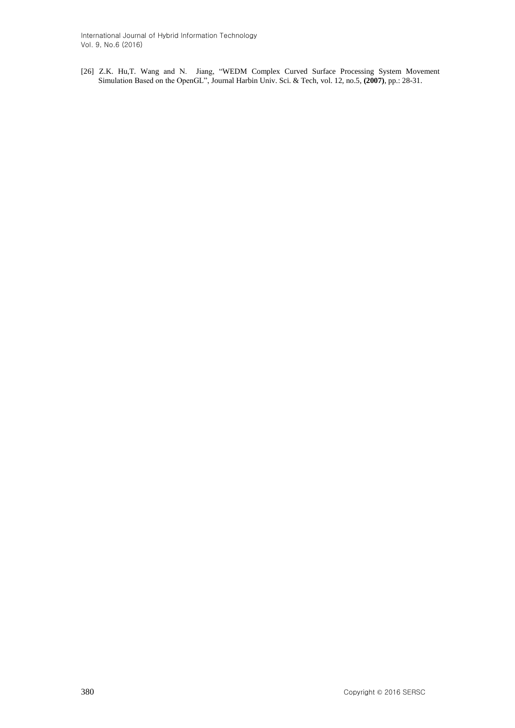[26] Z.K. Hu,T. Wang and N. Jiang, "WEDM Complex Curved Surface Processing System Movement Simulation Based on the OpenGL", Journal Harbin Univ. Sci. & Tech, vol. 12, no.5, **(2007)**, pp.: 28-31.